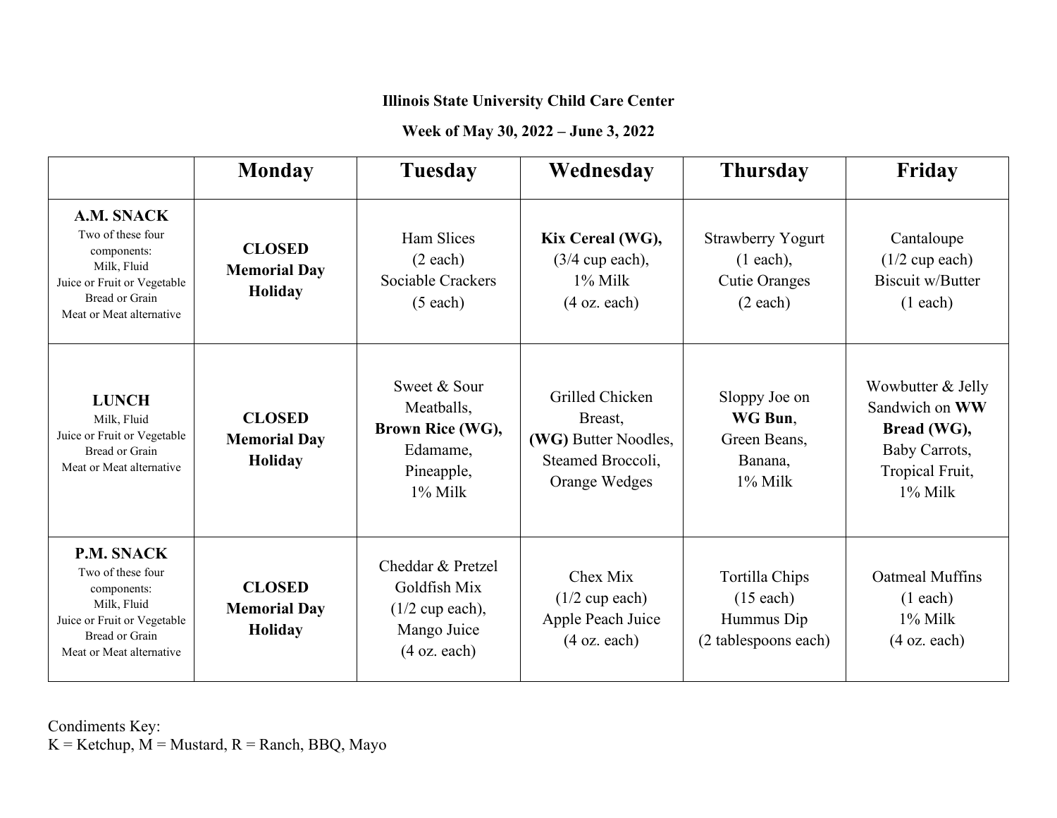**Illinois State University Child Care Center**

**Week of May 30, 2022 – June 3, 2022**

| | Monday | Tuesday | Wednesday | Thursday | Friday |
|---|---|---|---|---|---|
| **A.M. SNACK** Two of these four components: Milk, Fluid Juice or Fruit or Vegetable Bread or Grain Meat or Meat alternative | **CLOSED Memorial Day Holiday** | Ham Slices (2 each) Sociable Crackers (5 each) | **Kix Cereal (WG),** (3/4 cup each), 1% Milk (4 oz. each) | Strawberry Yogurt (1 each), Cutie Oranges (2 each) | Cantaloupe (1/2 cup each) Biscuit w/Butter (1 each) |
| **LUNCH** Milk, Fluid Juice or Fruit or Vegetable Bread or Grain Meat or Meat alternative | **CLOSED Memorial Day Holiday** | Sweet & Sour Meatballs, **Brown Rice (WG),** Edamame, Pineapple, 1% Milk | Grilled Chicken Breast, **(WG)** Butter Noodles, Steamed Broccoli, Orange Wedges | Sloppy Joe on **WG Bun**, Green Beans, Banana, 1% Milk | Wowbutter & Jelly Sandwich on **WW Bread (WG),** Baby Carrots, Tropical Fruit, 1% Milk |
| **P.M. SNACK** Two of these four components: Milk, Fluid Juice or Fruit or Vegetable Bread or Grain Meat or Meat alternative | **CLOSED Memorial Day Holiday** | Cheddar & Pretzel Goldfish Mix (1/2 cup each), Mango Juice (4 oz. each) | Chex Mix (1/2 cup each) Apple Peach Juice (4 oz. each) | Tortilla Chips (15 each) Hummus Dip (2 tablespoons each) | Oatmeal Muffins (1 each) 1% Milk (4 oz. each) |

Condiments Key:
K = Ketchup, M = Mustard, R = Ranch, BBQ, Mayo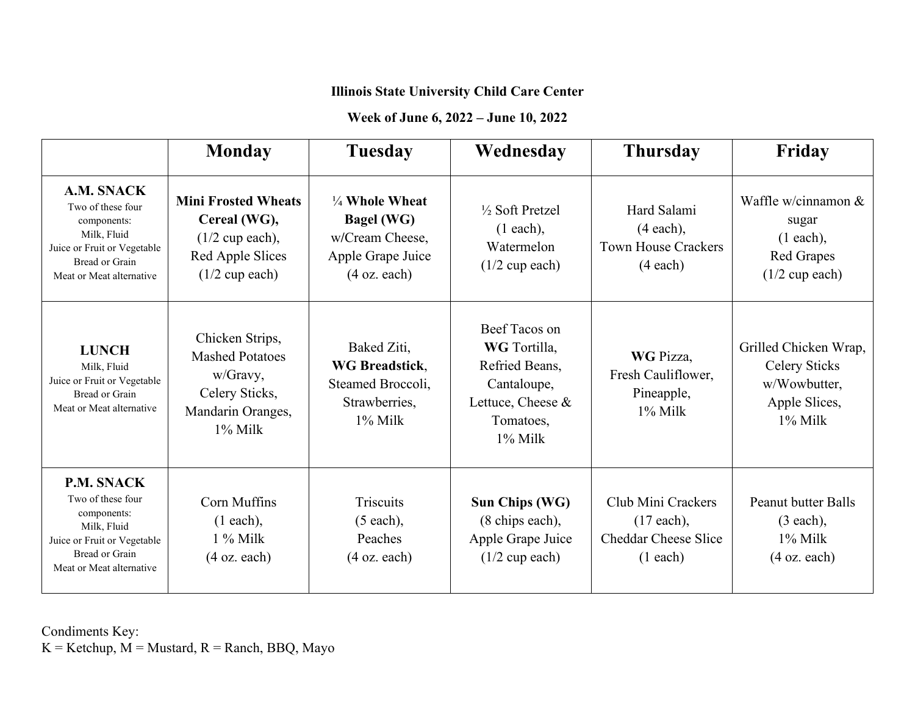**Illinois State University Child Care Center**

**Week of June 6, 2022 – June 10, 2022**

| | Monday | Tuesday | Wednesday | Thursday | Friday |
|---|---|---|---|---|---|
| **A.M. SNACK** Two of these four components: Milk, Fluid Juice or Fruit or Vegetable Bread or Grain Meat or Meat alternative | **Mini Frosted Wheats Cereal (WG),** (1/2 cup each), Red Apple Slices (1/2 cup each) | ¼ **Whole Wheat Bagel (WG)** w/Cream Cheese, Apple Grape Juice (4 oz. each) | ½ Soft Pretzel (1 each), Watermelon (1/2 cup each) | Hard Salami (4 each), Town House Crackers (4 each) | Waffle w/cinnamon & sugar (1 each), Red Grapes (1/2 cup each) |
| **LUNCH** Milk, Fluid Juice or Fruit or Vegetable Bread or Grain Meat or Meat alternative | Chicken Strips, Mashed Potatoes w/Gravy, Celery Sticks, Mandarin Oranges, 1% Milk | Baked Ziti, **WG Breadstick**, Steamed Broccoli, Strawberries, 1% Milk | Beef Tacos on **WG** Tortilla, Refried Beans, Cantaloupe, Lettuce, Cheese & Tomatoes, 1% Milk | **WG** Pizza, Fresh Cauliflower, Pineapple, 1% Milk | Grilled Chicken Wrap, Celery Sticks w/Wowbutter, Apple Slices, 1% Milk |
| **P.M. SNACK** Two of these four components: Milk, Fluid Juice or Fruit or Vegetable Bread or Grain Meat or Meat alternative | Corn Muffins (1 each), 1 % Milk (4 oz. each) | Triscuits (5 each), Peaches (4 oz. each) | **Sun Chips (WG)** (8 chips each), Apple Grape Juice (1/2 cup each) | Club Mini Crackers (17 each), Cheddar Cheese Slice (1 each) | Peanut butter Balls (3 each), 1% Milk (4 oz. each) |

Condiments Key:
K = Ketchup, M = Mustard, R = Ranch, BBQ, Mayo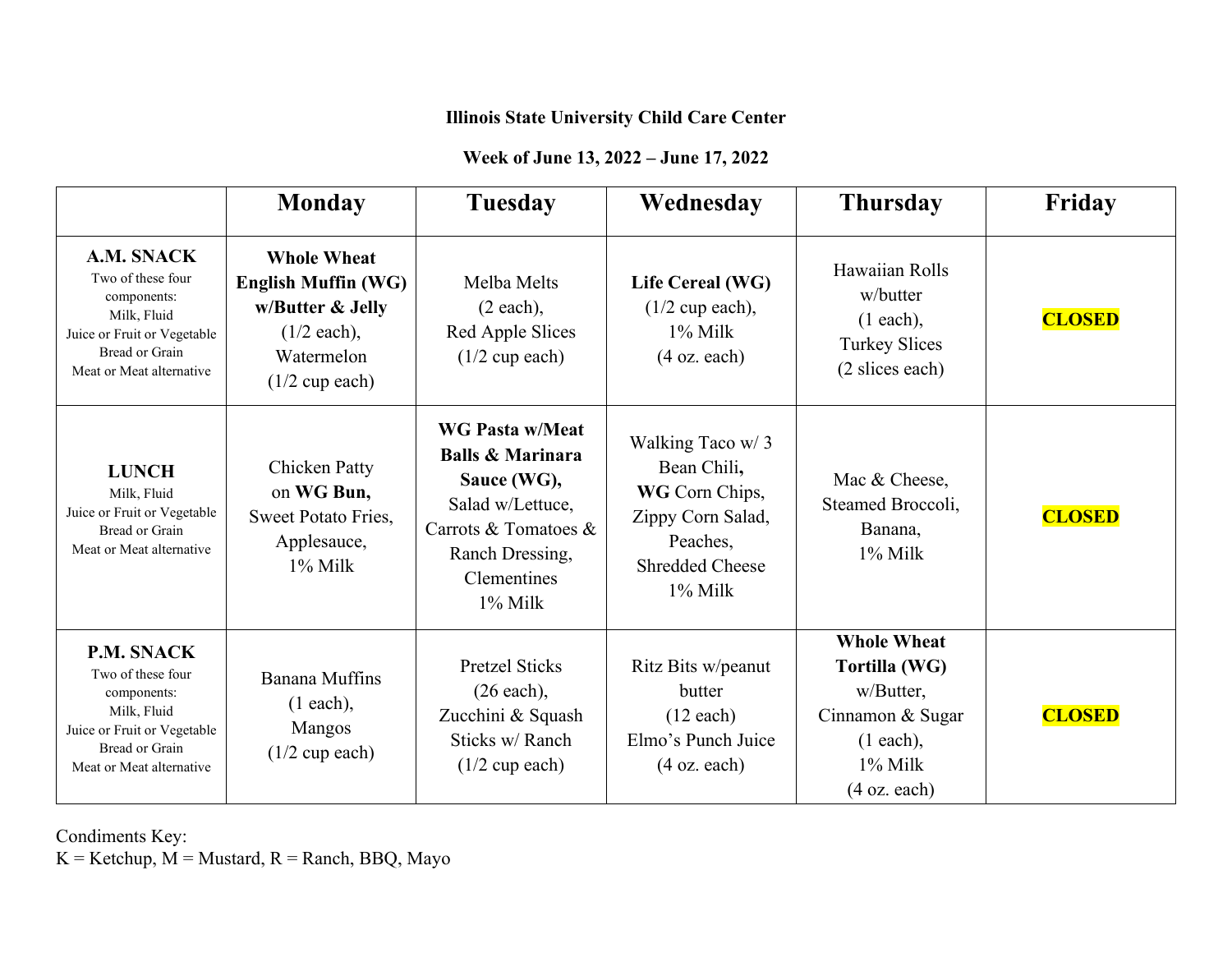**Illinois State University Child Care Center**

**Week of June 13, 2022 – June 17, 2022**

| | Monday | Tuesday | Wednesday | Thursday | Friday |
|---|---|---|---|---|---|
| **A.M. SNACK**<br>Two of these four components:<br>Milk, Fluid<br>Juice or Fruit or Vegetable<br>Bread or Grain<br>Meat or Meat alternative | **Whole Wheat English Muffin (WG) w/Butter & Jelly**<br>(1/2 each),<br>Watermelon<br>(1/2 cup each) | Melba Melts<br>(2 each),<br>Red Apple Slices<br>(1/2 cup each) | **Life Cereal (WG)**<br>(1/2 cup each),<br>1% Milk<br>(4 oz. each) | Hawaiian Rolls<br>w/butter<br>(1 each),<br>Turkey Slices<br>(2 slices each) | **CLOSED** |
| **LUNCH**<br>Milk, Fluid<br>Juice or Fruit or Vegetable<br>Bread or Grain<br>Meat or Meat alternative | Chicken Patty<br>on **WG Bun,**<br>Sweet Potato Fries,<br>Applesauce,<br>1% Milk | **WG Pasta w/Meat Balls & Marinara Sauce (WG),**<br>Salad w/Lettuce, Carrots & Tomatoes & Ranch Dressing,<br>Clementines<br>1% Milk | Walking Taco w/ 3 Bean Chili**,**<br>**WG** Corn Chips,<br>Zippy Corn Salad,<br>Peaches,<br>Shredded Cheese<br>1% Milk | Mac & Cheese,<br>Steamed Broccoli,<br>Banana,<br>1% Milk | **CLOSED** |
| **P.M. SNACK**<br>Two of these four components:<br>Milk, Fluid<br>Juice or Fruit or Vegetable<br>Bread or Grain<br>Meat or Meat alternative | Banana Muffins<br>(1 each),<br>Mangos<br>(1/2 cup each) | Pretzel Sticks<br>(26 each),<br>Zucchini & Squash Sticks w/ Ranch<br>(1/2 cup each) | Ritz Bits w/peanut butter<br>(12 each)<br>Elmo's Punch Juice<br>(4 oz. each) | **Whole Wheat Tortilla (WG)**<br>w/Butter,<br>Cinnamon & Sugar<br>(1 each),<br>1% Milk<br>(4 oz. each) | **CLOSED** |

Condiments Key:
K = Ketchup, M = Mustard, R = Ranch, BBQ, Mayo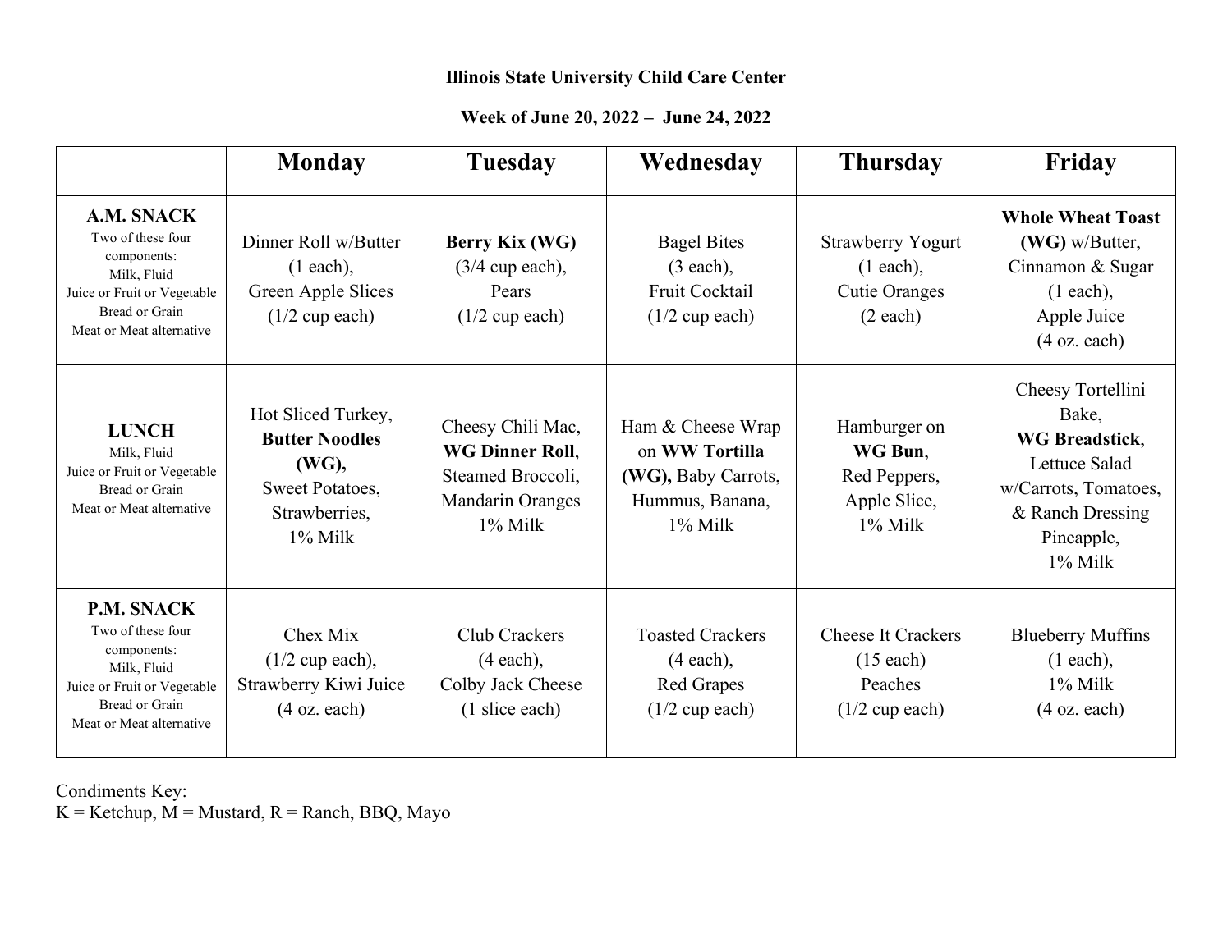**Illinois State University Child Care Center**

**Week of June 20, 2022 – June 24, 2022**

| | Monday | Tuesday | Wednesday | Thursday | Friday |
|---|---|---|---|---|---|
| **A.M. SNACK**<br>Two of these four components:<br>Milk, Fluid<br>Juice or Fruit or Vegetable<br>Bread or Grain<br>Meat or Meat alternative | Dinner Roll w/Butter<br>(1 each),<br>Green Apple Slices<br>(1/2 cup each) | **Berry Kix (WG)**<br>(3/4 cup each),<br>Pears<br>(1/2 cup each) | Bagel Bites<br>(3 each),<br>Fruit Cocktail<br>(1/2 cup each) | Strawberry Yogurt<br>(1 each),<br>Cutie Oranges<br>(2 each) | **Whole Wheat Toast (WG)** w/Butter, Cinnamon & Sugar<br>(1 each),<br>Apple Juice<br>(4 oz. each) |
| **LUNCH**<br>Milk, Fluid<br>Juice or Fruit or Vegetable<br>Bread or Grain<br>Meat or Meat alternative | Hot Sliced Turkey,<br>**Butter Noodles (WG),**<br>Sweet Potatoes,<br>Strawberries,<br>1% Milk | Cheesy Chili Mac,<br>**WG Dinner Roll**,<br>Steamed Broccoli,<br>Mandarin Oranges<br>1% Milk | Ham & Cheese Wrap on **WW Tortilla (WG),** Baby Carrots,<br>Hummus, Banana,<br>1% Milk | Hamburger on<br>**WG Bun**,<br>Red Peppers,<br>Apple Slice,<br>1% Milk | Cheesy Tortellini Bake,<br>**WG Breadstick**,<br>Lettuce Salad w/Carrots, Tomatoes, & Ranch Dressing<br>Pineapple,<br>1% Milk |
| **P.M. SNACK**<br>Two of these four components:<br>Milk, Fluid<br>Juice or Fruit or Vegetable<br>Bread or Grain<br>Meat or Meat alternative | Chex Mix<br>(1/2 cup each),<br>Strawberry Kiwi Juice<br>(4 oz. each) | Club Crackers<br>(4 each),<br>Colby Jack Cheese<br>(1 slice each) | Toasted Crackers<br>(4 each),<br>Red Grapes<br>(1/2 cup each) | Cheese It Crackers<br>(15 each)<br>Peaches<br>(1/2 cup each) | Blueberry Muffins<br>(1 each),<br>1% Milk<br>(4 oz. each) |

Condiments Key:
K = Ketchup, M = Mustard, R = Ranch, BBQ, Mayo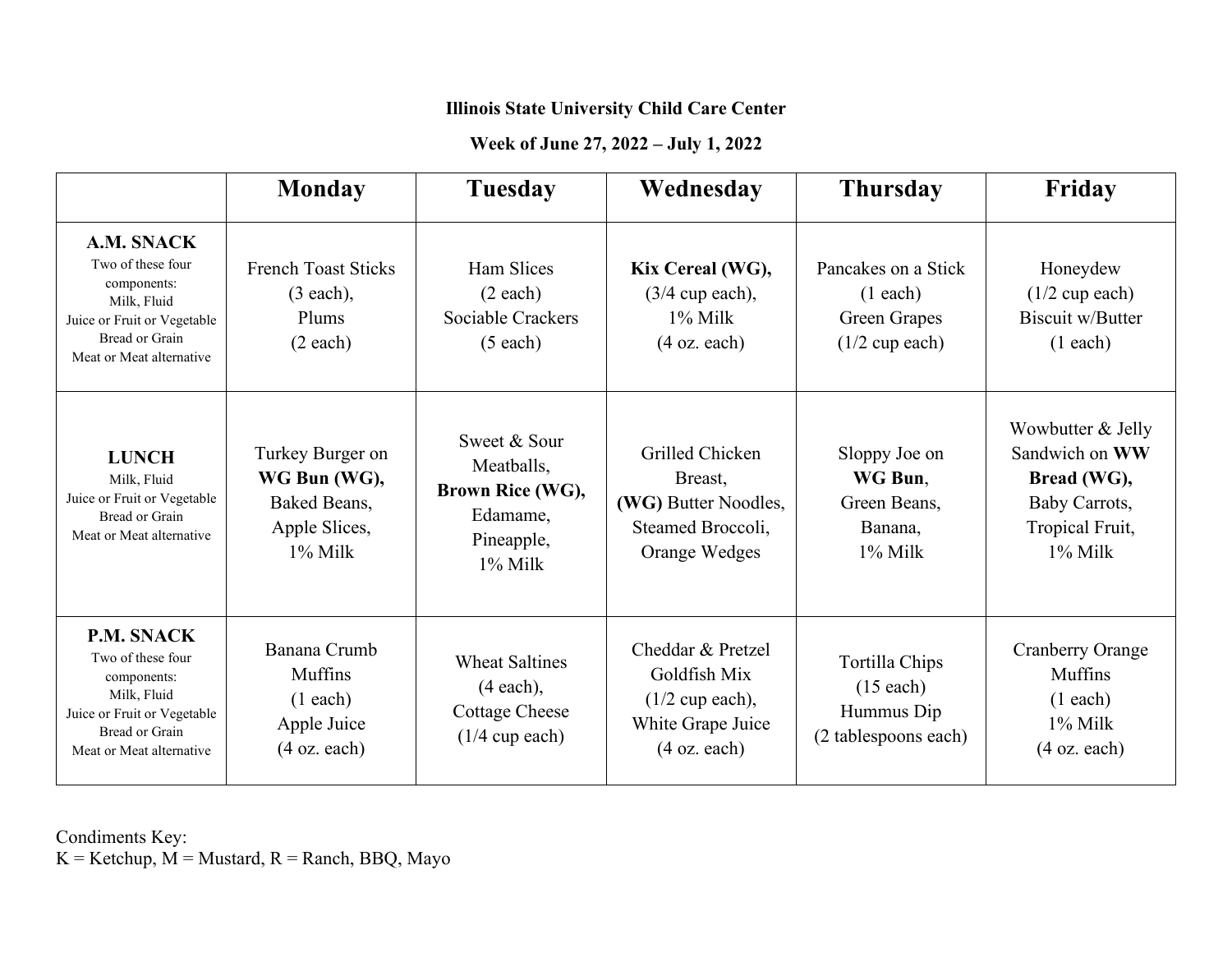**Illinois State University Child Care Center**

**Week of June 27, 2022 – July 1, 2022**

| | Monday | Tuesday | Wednesday | Thursday | Friday |
|---|---|---|---|---|---|
| **A.M. SNACK** Two of these four components: Milk, Fluid Juice or Fruit or Vegetable Bread or Grain Meat or Meat alternative | French Toast Sticks (3 each), Plums (2 each) | Ham Slices (2 each) Sociable Crackers (5 each) | **Kix Cereal (WG),** (3/4 cup each), 1% Milk (4 oz. each) | Pancakes on a Stick (1 each) Green Grapes (1/2 cup each) | Honeydew (1/2 cup each) Biscuit w/Butter (1 each) |
| **LUNCH** Milk, Fluid Juice or Fruit or Vegetable Bread or Grain Meat or Meat alternative | Turkey Burger on **WG Bun (WG),** Baked Beans, Apple Slices, 1% Milk | Sweet & Sour Meatballs, **Brown Rice (WG),** Edamame, Pineapple, 1% Milk | Grilled Chicken Breast, **(WG)** Butter Noodles, Steamed Broccoli, Orange Wedges | Sloppy Joe on **WG Bun**, Green Beans, Banana, 1% Milk | Wowbutter & Jelly Sandwich on **WW Bread (WG),** Baby Carrots, Tropical Fruit, 1% Milk |
| **P.M. SNACK** Two of these four components: Milk, Fluid Juice or Fruit or Vegetable Bread or Grain Meat or Meat alternative | Banana Crumb Muffins (1 each) Apple Juice (4 oz. each) | Wheat Saltines (4 each), Cottage Cheese (1/4 cup each) | Cheddar & Pretzel Goldfish Mix (1/2 cup each), White Grape Juice (4 oz. each) | Tortilla Chips (15 each) Hummus Dip (2 tablespoons each) | Cranberry Orange Muffins (1 each) 1% Milk (4 oz. each) |

Condiments Key:
K = Ketchup, M = Mustard, R = Ranch, BBQ, Mayo